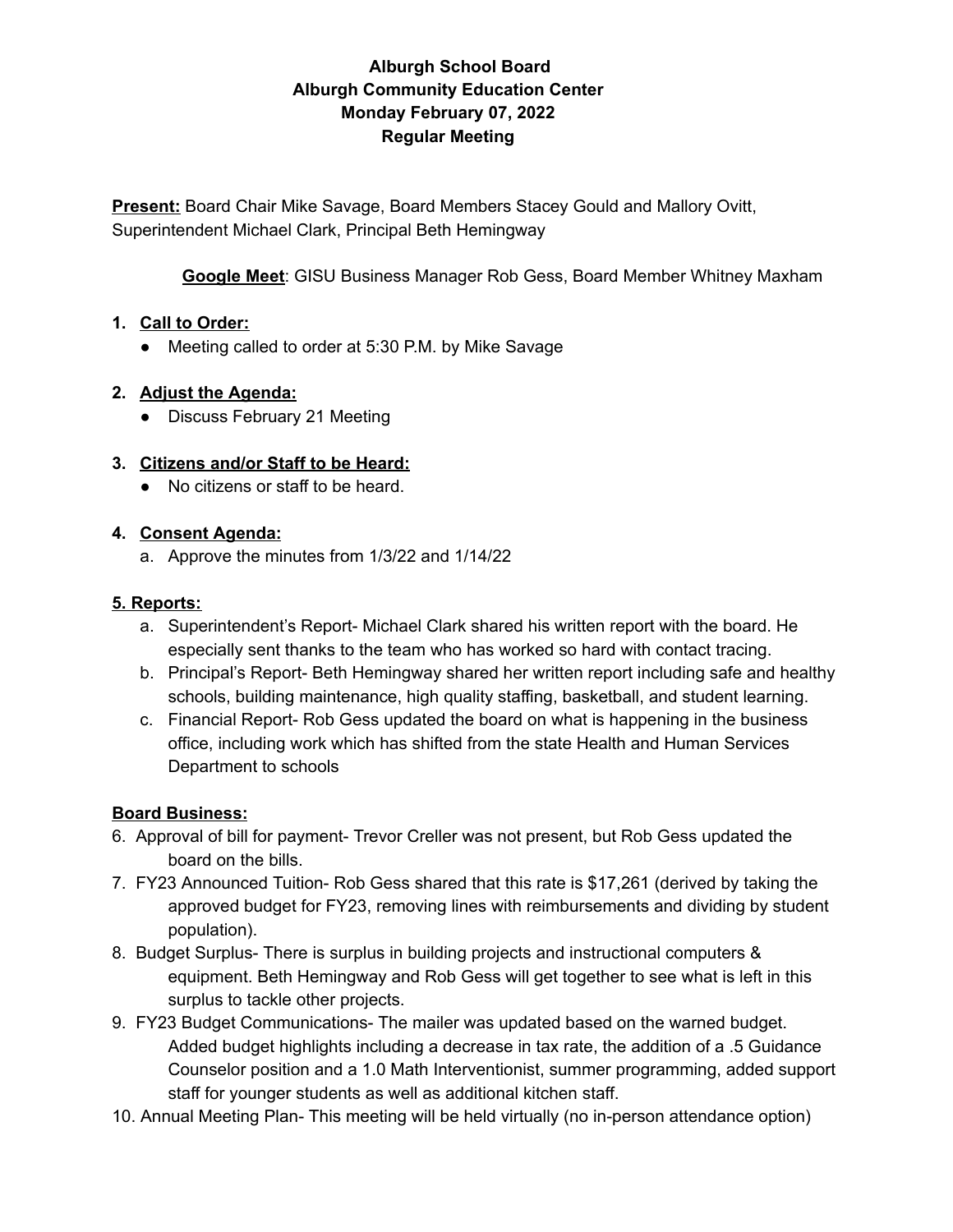**Alburgh School Board**
**Alburgh Community Education Center**
**Monday February 07, 2022**
**Regular Meeting**

**Present:** Board Chair Mike Savage, Board Members Stacey Gould and Mallory Ovitt, Superintendent Michael Clark, Principal Beth Hemingway

**Google Meet**: GISU Business Manager Rob Gess, Board Member Whitney Maxham

1. **Call to Order:**
   - Meeting called to order at 5:30 P.M. by Mike Savage

2. **Adjust the Agenda:**
   - Discuss February 21 Meeting

3. **Citizens and/or Staff to be Heard:**
   - No citizens or staff to be heard.

4. **Consent Agenda:**
   a. Approve the minutes from 1/3/22 and 1/14/22

**5. Reports:**

a. Superintendent's Report- Michael Clark shared his written report with the board. He especially sent thanks to the team who has worked so hard with contact tracing.

b. Principal's Report- Beth Hemingway shared her written report including safe and healthy schools, building maintenance, high quality staffing, basketball, and student learning.

c. Financial Report- Rob Gess updated the board on what is happening in the business office, including work which has shifted from the state Health and Human Services Department to schools

**Board Business:**

6. Approval of bill for payment- Trevor Creller was not present, but Rob Gess updated the board on the bills.

7. FY23 Announced Tuition- Rob Gess shared that this rate is $17,261 (derived by taking the approved budget for FY23, removing lines with reimbursements and dividing by student population).

8. Budget Surplus- There is surplus in building projects and instructional computers & equipment. Beth Hemingway and Rob Gess will get together to see what is left in this surplus to tackle other projects.

9. FY23 Budget Communications- The mailer was updated based on the warned budget. Added budget highlights including a decrease in tax rate, the addition of a .5 Guidance Counselor position and a 1.0 Math Interventionist, summer programming, added support staff for younger students as well as additional kitchen staff.

10. Annual Meeting Plan- This meeting will be held virtually (no in-person attendance option)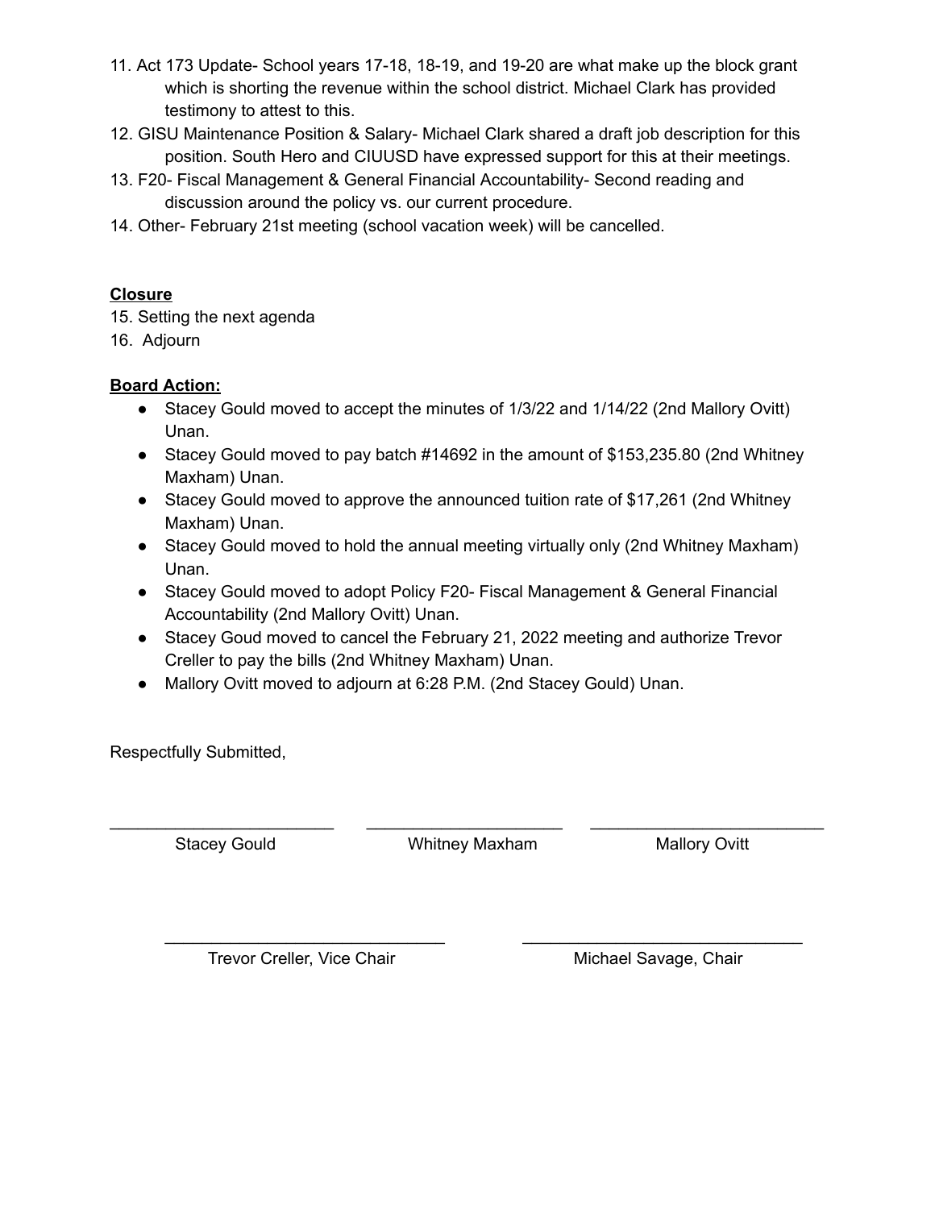11. Act 173 Update- School years 17-18, 18-19, and 19-20 are what make up the block grant which is shorting the revenue within the school district. Michael Clark has provided testimony to attest to this.
12. GISU Maintenance Position & Salary- Michael Clark shared a draft job description for this position. South Hero and CIUUSD have expressed support for this at their meetings.
13. F20- Fiscal Management & General Financial Accountability- Second reading and discussion around the policy vs. our current procedure.
14. Other- February 21st meeting (school vacation week) will be cancelled.

**Closure**

15. Setting the next agenda
16. Adjourn

**Board Action:**

- Stacey Gould moved to accept the minutes of 1/3/22 and 1/14/22 (2nd Mallory Ovitt) Unan.
- Stacey Gould moved to pay batch #14692 in the amount of $153,235.80 (2nd Whitney Maxham) Unan.
- Stacey Gould moved to approve the announced tuition rate of $17,261 (2nd Whitney Maxham) Unan.
- Stacey Gould moved to hold the annual meeting virtually only (2nd Whitney Maxham) Unan.
- Stacey Gould moved to adopt Policy F20- Fiscal Management & General Financial Accountability (2nd Mallory Ovitt) Unan.
- Stacey Goud moved to cancel the February 21, 2022 meeting and authorize Trevor Creller to pay the bills (2nd Whitney Maxham) Unan.
- Mallory Ovitt moved to adjourn at 6:28 P.M. (2nd Stacey Gould) Unan.

Respectfully Submitted,

\_\_\_\_\_\_\_\_\_\_\_\_\_\_\_\_\_\_\_\_\_\_\_\_ Stacey Gould

\_\_\_\_\_\_\_\_\_\_\_\_\_\_\_\_\_\_\_\_\_\_\_\_ Whitney Maxham

\_\_\_\_\_\_\_\_\_\_\_\_\_\_\_\_\_\_\_\_\_\_\_\_ Mallory Ovitt

\_\_\_\_\_\_\_\_\_\_\_\_\_\_\_\_\_\_\_\_\_\_\_\_ Trevor Creller, Vice Chair

\_\_\_\_\_\_\_\_\_\_\_\_\_\_\_\_\_\_\_\_\_\_\_\_ Michael Savage, Chair